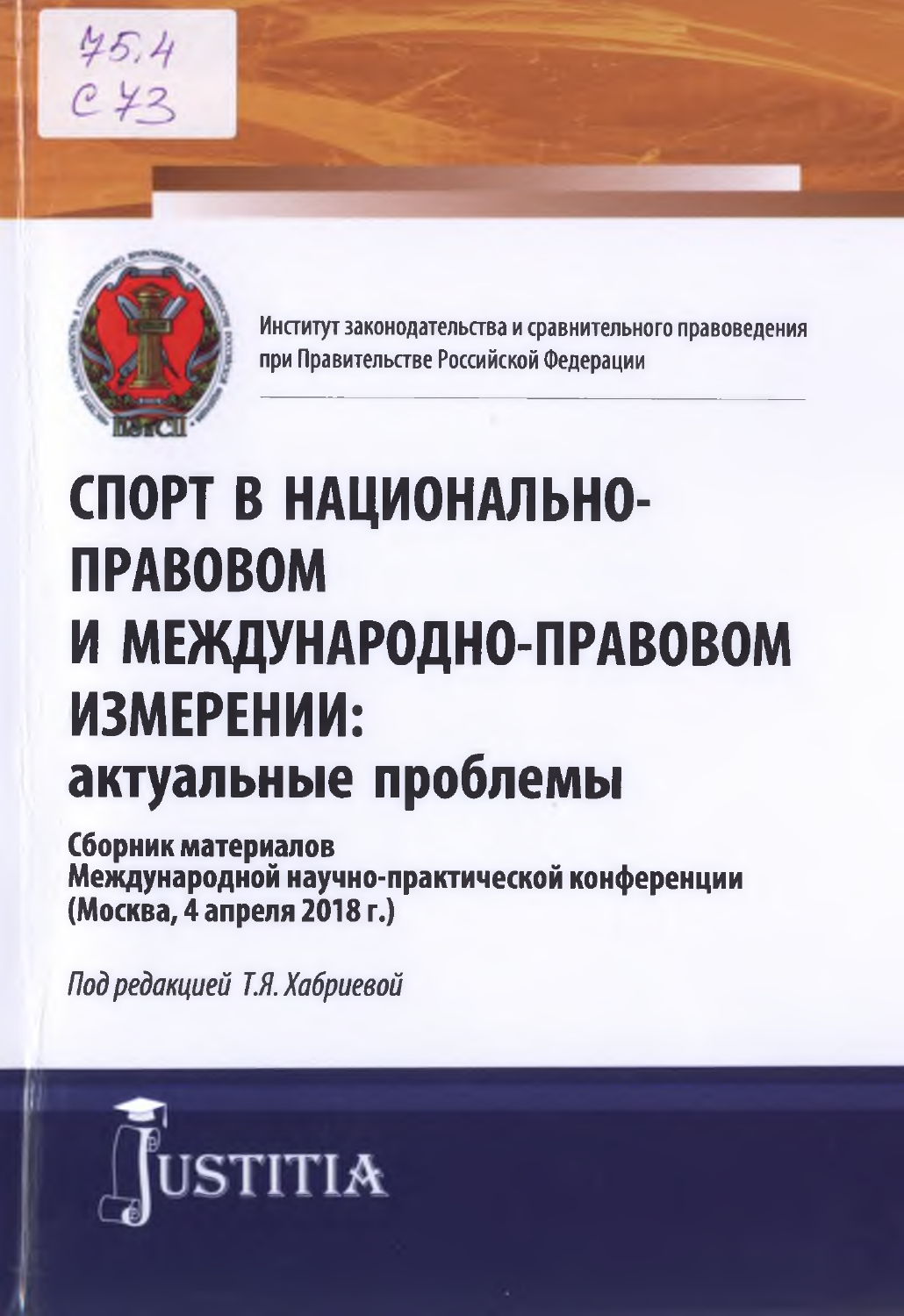75.4
С 73

Институт законодательства и сравнительного правоведения при Правительстве Российской Федерации

# СПОРТ В НАЦИОНАЛЬНО-ПРАВОВОМ И МЕЖДУНАРОДНО-ПРАВОВОМ ИЗМЕРЕНИИ: актуальные проблемы

**Сборник материалов Международной научно-практической конференции (Москва, 4 апреля 2018 г.)**

*Под редакцией Т.Я. Хабриевой*

JUSTITIA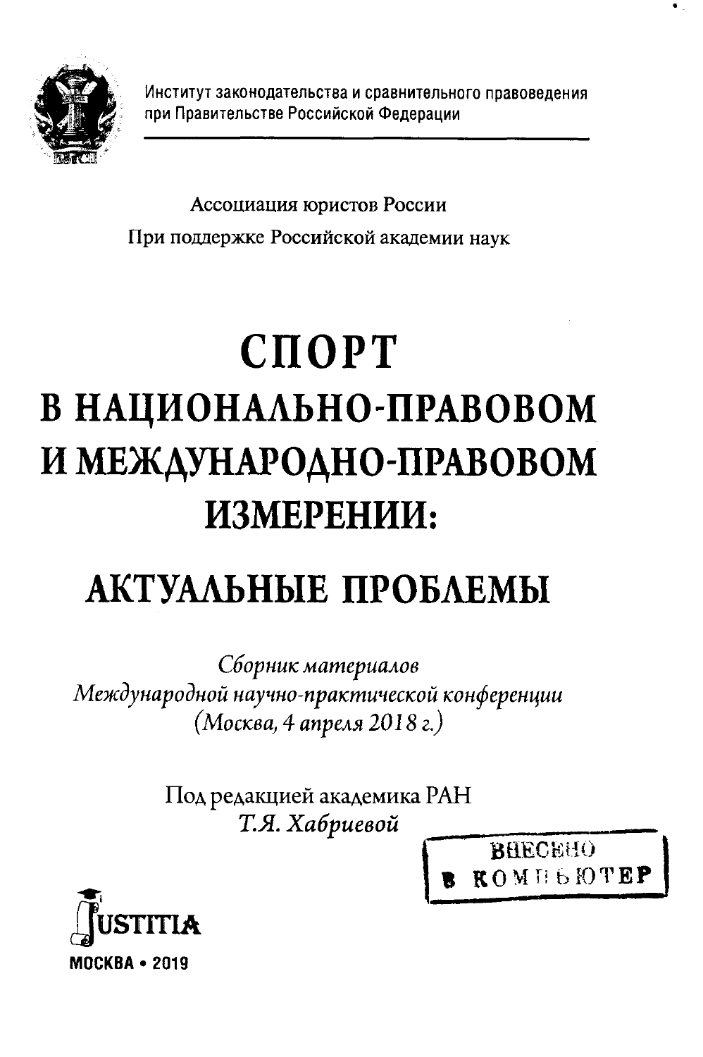Институт законодательства и сравнительного правоведения
при Правительстве Российской Федерации

Ассоциация юристов России

При поддержке Российской академии наук

# СПОРТ В НАЦИОНАЛЬНО-ПРАВОВОМ И МЕЖДУНАРОДНО-ПРАВОВОМ ИЗМЕРЕНИИ:

## АКТУАЛЬНЫЕ ПРОБЛЕМЫ

*Сборник материалов*
*Международной научно-практической конференции*
*(Москва, 4 апреля 2018 г.)*

Под редакцией академика РАН
*Т.Я. Хабриевой*

ВНЕСЕНО
В КОМПЬЮТЕР

JUSTITIA

МОСКВА • 2019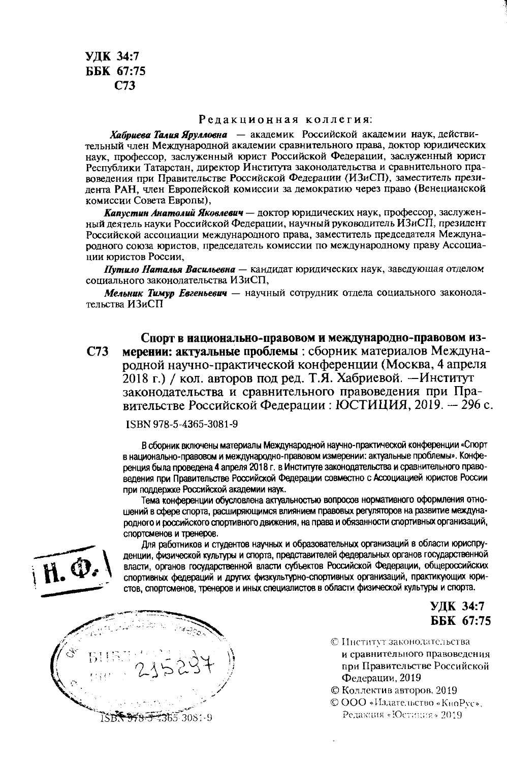УДК 34:7
ББК 67:75
С73

Редакционная коллегия:

***Хабриева Талия Ярулловна*** — академик Российской академии наук, действительный член Международной академии сравнительного права, доктор юридических наук, профессор, заслуженный юрист Российской Федерации, заслуженный юрист Республики Татарстан, директор Института законодательства и сравнительного правоведения при Правительстве Российской Федерации (ИЗиСП), заместитель президента РАН, член Европейской комиссии за демократию через право (Венецианской комиссии Совета Европы),

***Капустин Анатолий Яковлевич*** — доктор юридических наук, профессор, заслуженный деятель науки Российской Федерации, научный руководитель ИЗиСП, президент Российской ассоциации международного права, заместитель председателя Международного союза юристов, председатель комиссии по международному праву Ассоциации юристов России,

***Путило Наталья Васильевна*** — кандидат юридических наук, заведующая отделом социального законодательства ИЗиСП,

***Мельник Тимур Евгеньевич*** — научный сотрудник отдела социального законодательства ИЗиСП

С73 **Спорт в национально-правовом и международно-правовом измерении: актуальные проблемы** : сборник материалов Международной научно-практической конференции (Москва, 4 апреля 2018 г.) / кол. авторов под ред. Т.Я. Хабриевой. —Институт законодательства и сравнительного правоведения при Правительстве Российской Федерации : ЮСТИЦИЯ, 2019. — 296 с.

ISBN 978-5-4365-3081-9

В сборник включены материалы Международной научно-практической конференции «Спорт в национально-правовом и международно-правовом измерении: актуальные проблемы». Конференция была проведена 4 апреля 2018 г. в Институте законодательства и сравнительного правоведения при Правительстве Российской Федерации совместно с Ассоциацией юристов России при поддержке Российской академии наук.

Тема конференции обусловлена актуальностью вопросов нормативного оформления отношений в сфере спорта, расширяющимся влиянием правовых регуляторов на развитие международного и российского спортивного движения, на права и обязанности спортивных организаций, спортсменов и тренеров.

Для работников и студентов научных и образовательных организаций в области юриспруденции, физической культуры и спорта, представителей федеральных органов государственной власти, органов государственной власти субъектов Российской Федерации, общероссийских спортивных федераций и других физкультурно-спортивных организаций, практикующих юристов, спортсменов, тренеров и иных специалистов в области физической культуры и спорта.

УДК 34:7
ББК 67:75

ISBN 978-5-4365-3081-9

© Институт законодательства и сравнительного правоведения при Правительстве Российской Федерации, 2019
© Коллектив авторов, 2019
© ООО «Издательство «КноРус», Редакция «Юстиция» 2019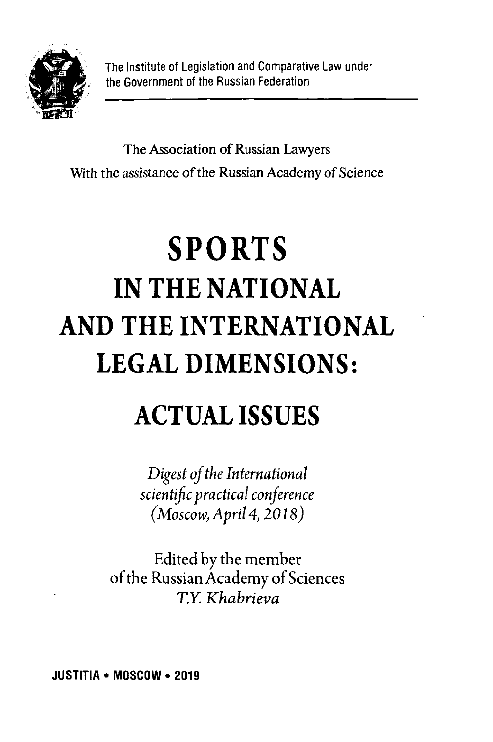The Institute of Legislation and Comparative Law under the Government of the Russian Federation

The Association of Russian Lawyers
With the assistance of the Russian Academy of Science

# SPORTS IN THE NATIONAL AND THE INTERNATIONAL LEGAL DIMENSIONS:

# ACTUAL ISSUES

*Digest of the International scientific practical conference (Moscow, April 4, 2018)*

Edited by the member of the Russian Academy of Sciences
*T.Y. Khabrieva*

**JUSTITIA • MOSCOW • 2019**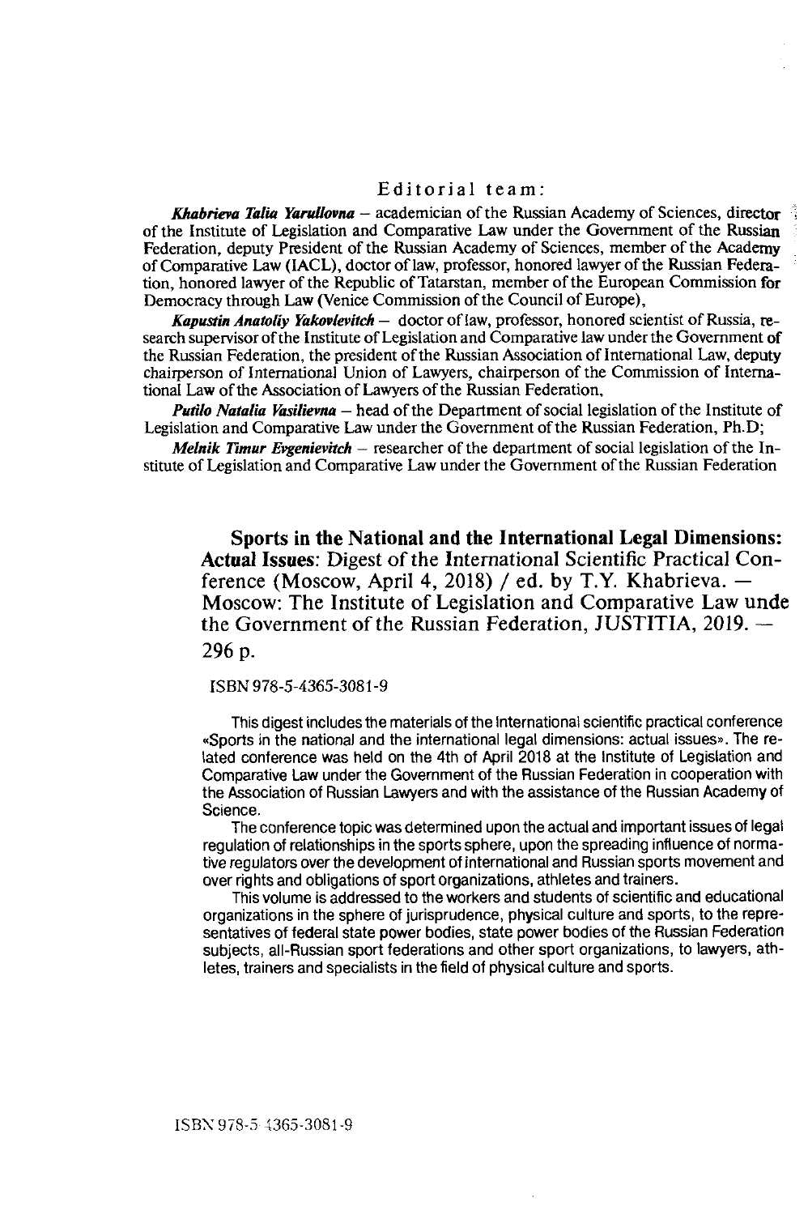Editorial team:

***Khabrieva Talia Yarullovna*** – academician of the Russian Academy of Sciences, director of the Institute of Legislation and Comparative Law under the Government of the Russian Federation, deputy President of the Russian Academy of Sciences, member of the Academy of Comparative Law (IACL), doctor of law, professor, honored lawyer of the Russian Federation, honored lawyer of the Republic of Tatarstan, member of the European Commission for Democracy through Law (Venice Commission of the Council of Europe),

***Kapustin Anatoliy Yakovlevitch*** – doctor of law, professor, honored scientist of Russia, research supervisor of the Institute of Legislation and Comparative law under the Government of the Russian Federation, the president of the Russian Association of International Law, deputy chairperson of International Union of Lawyers, chairperson of the Commission of International Law of the Association of Lawyers of the Russian Federation,

***Putilo Natalia Vasilievna*** – head of the Department of social legislation of the Institute of Legislation and Comparative Law under the Government of the Russian Federation, Ph.D;

***Melnik Timur Evgenievitch*** – researcher of the department of social legislation of the Institute of Legislation and Comparative Law under the Government of the Russian Federation

**Sports in the National and the International Legal Dimensions: Actual Issues**: Digest of the International Scientific Practical Conference (Moscow, April 4, 2018) / ed. by T.Y. Khabrieva. — Moscow: The Institute of Legislation and Comparative Law unde the Government of the Russian Federation, JUSTITIA, 2019. — 296 p.

ISBN 978-5-4365-3081-9

This digest includes the materials of the International scientific practical conference «Sports in the national and the international legal dimensions: actual issues». The related conference was held on the 4th of April 2018 at the Institute of Legislation and Comparative Law under the Government of the Russian Federation in cooperation with the Association of Russian Lawyers and with the assistance of the Russian Academy of Science.

The conference topic was determined upon the actual and important issues of legal regulation of relationships in the sports sphere, upon the spreading influence of normative regulators over the development of international and Russian sports movement and over rights and obligations of sport organizations, athletes and trainers.

This volume is addressed to the workers and students of scientific and educational organizations in the sphere of jurisprudence, physical culture and sports, to the representatives of federal state power bodies, state power bodies of the Russian Federation subjects, all-Russian sport federations and other sport organizations, to lawyers, athletes, trainers and specialists in the field of physical culture and sports.

ISBN 978-5-4365-3081-9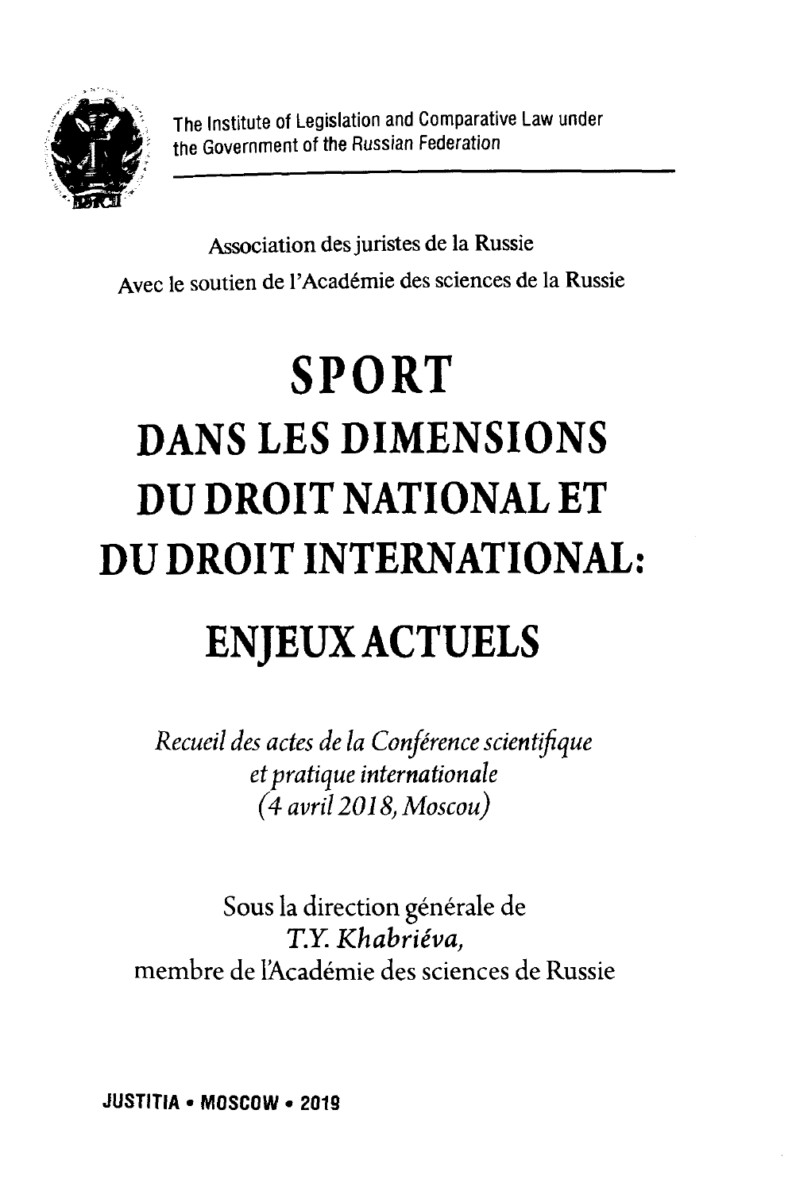The Institute of Legislation and Comparative Law under the Government of the Russian Federation

Association des juristes de la Russie

Avec le soutien de l'Académie des sciences de la Russie

# SPORT DANS LES DIMENSIONS DU DROIT NATIONAL ET DU DROIT INTERNATIONAL: ENJEUX ACTUELS

*Recueil des actes de la Conférence scientifique et pratique internationale (4 avril 2018, Moscou)*

Sous la direction générale de
*T.Y. Khabriéva,*
membre de l'Académie des sciences de Russie

**JUSTITIA • MOSCOW • 2019**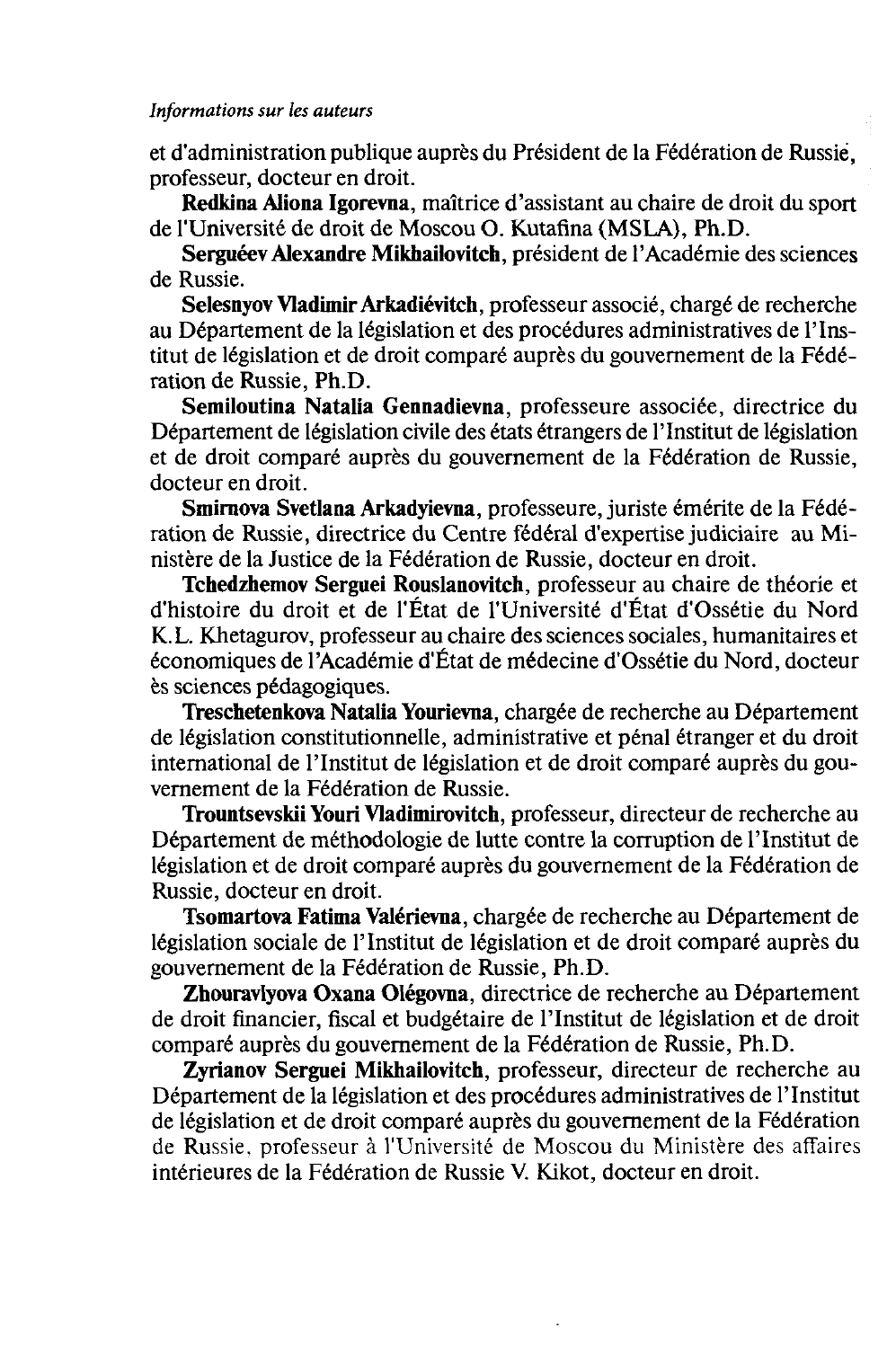et d'administration publique auprès du Président de la Fédération de Russie, professeur, docteur en droit.

**Redkina Aliona Igorevna**, maîtrice d'assistant au chaire de droit du sport de l'Université de droit de Moscou O. Kutafina (MSLA), Ph.D.

**Serguéev Alexandre Mikhailovitch**, président de l'Académie des sciences de Russie.

**Selesnyov Vladimir Arkadiévitch**, professeur associé, chargé de recherche au Département de la législation et des procédures administratives de l'Institut de législation et de droit comparé auprès du gouvernement de la Fédération de Russie, Ph.D.

**Semiloutina Natalia Gennadievna**, professeure associée, directrice du Département de législation civile des états étrangers de l'Institut de législation et de droit comparé auprès du gouvernement de la Fédération de Russie, docteur en droit.

**Smirnova Svetlana Arkadyievna**, professeure, juriste émérite de la Fédération de Russie, directrice du Centre fédéral d'expertise judiciaire au Ministère de la Justice de la Fédération de Russie, docteur en droit.

**Tchedzhemov Serguei Rouslanovitch**, professeur au chaire de théorie et d'histoire du droit et de l'État de l'Université d'État d'Ossétie du Nord K.L. Khetagurov, professeur au chaire des sciences sociales, humanitaires et économiques de l'Académie d'État de médecine d'Ossétie du Nord, docteur ès sciences pédagogiques.

**Treschetenkova Natalia Yourievna**, chargée de recherche au Département de législation constitutionnelle, administrative et pénal étranger et du droit international de l'Institut de législation et de droit comparé auprès du gouvernement de la Fédération de Russie.

**Trountsevskii Youri Vladimirovitch**, professeur, directeur de recherche au Département de méthodologie de lutte contre la corruption de l'Institut de législation et de droit comparé auprès du gouvernement de la Fédération de Russie, docteur en droit.

**Tsomartova Fatima Valérievna**, chargée de recherche au Département de législation sociale de l'Institut de législation et de droit comparé auprès du gouvernement de la Fédération de Russie, Ph.D.

**Zhouravlyova Oxana Olégovna**, directrice de recherche au Département de droit financier, fiscal et budgétaire de l'Institut de législation et de droit comparé auprès du gouvernement de la Fédération de Russie, Ph.D.

**Zyrianov Serguei Mikhailovitch**, professeur, directeur de recherche au Département de la législation et des procédures administratives de l'Institut de législation et de droit comparé auprès du gouvernement de la Fédération de Russie, professeur à l'Université de Moscou du Ministère des affaires intérieures de la Fédération de Russie V. Kikot, docteur en droit.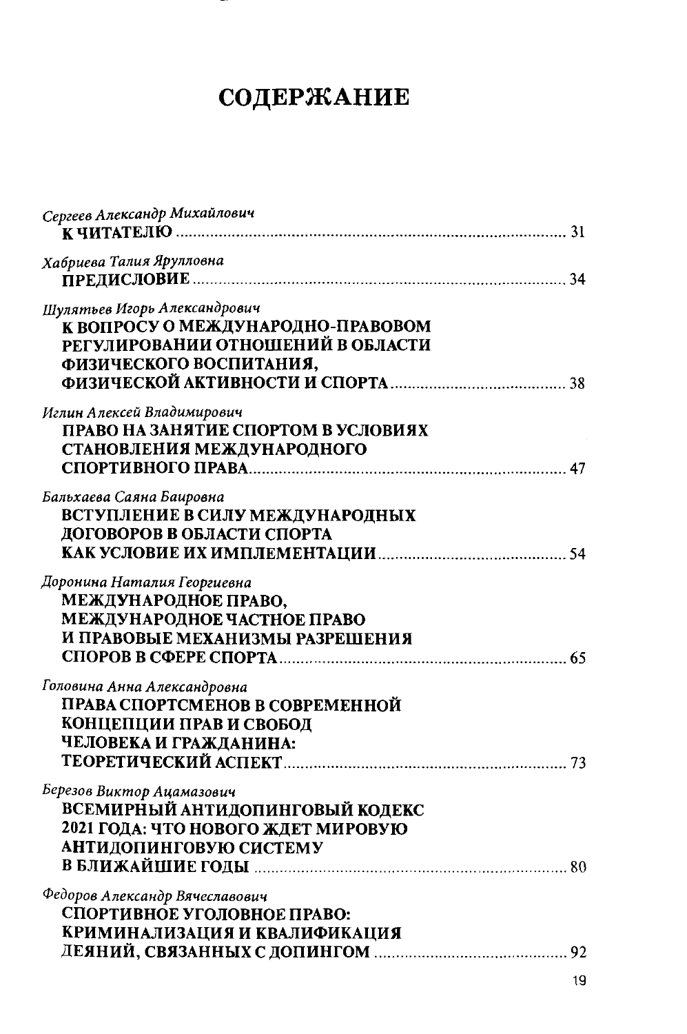# СОДЕРЖАНИЕ

*Сергеев Александр Михайлович*
**К ЧИТАТЕЛЮ** ............................................................................. 31

*Хабриева Талия Ярулловна*
**ПРЕДИСЛОВИЕ** ......................................................................... 34

*Шулятьев Игорь Александрович*
**К ВОПРОСУ О МЕЖДУНАРОДНО-ПРАВОВОМ РЕГУЛИРОВАНИИ ОТНОШЕНИЙ В ОБЛАСТИ ФИЗИЧЕСКОГО ВОСПИТАНИЯ, ФИЗИЧЕСКОЙ АКТИВНОСТИ И СПОРТА** ........................................ 38

*Иглин Алексей Владимирович*
**ПРАВО НА ЗАНЯТИЕ СПОРТОМ В УСЛОВИЯХ СТАНОВЛЕНИЯ МЕЖДУНАРОДНОГО СПОРТИВНОГО ПРАВА** ............................................................ 47

*Бальхаева Саяна Баировна*
**ВСТУПЛЕНИЕ В СИЛУ МЕЖДУНАРОДНЫХ ДОГОВОРОВ В ОБЛАСТИ СПОРТА КАК УСЛОВИЕ ИХ ИМПЛЕМЕНТАЦИИ** ........................................... 54

*Доронина Наталия Георгиевна*
**МЕЖДУНАРОДНОЕ ПРАВО, МЕЖДУНАРОДНОЕ ЧАСТНОЕ ПРАВО И ПРАВОВЫЕ МЕХАНИЗМЫ РАЗРЕШЕНИЯ СПОРОВ В СФЕРЕ СПОРТА** ................................................................ 65

*Головина Анна Александровна*
**ПРАВА СПОРТСМЕНОВ В СОВРЕМЕННОЙ КОНЦЕПЦИИ ПРАВ И СВОБОД ЧЕЛОВЕКА И ГРАЖДАНИНА: ТЕОРЕТИЧЕСКИЙ АСПЕКТ** ................................................................ 73

*Березов Виктор Ацамазович*
**ВСЕМИРНЫЙ АНТИДОПИНГОВЫЙ КОДЕКС 2021 ГОДА: ЧТО НОВОГО ЖДЕТ МИРОВУЮ АНТИДОПИНГОВУЮ СИСТЕМУ В БЛИЖАЙШИЕ ГОДЫ** ......................................................................... 80

*Федоров Александр Вячеславович*
**СПОРТИВНОЕ УГОЛОВНОЕ ПРАВО: КРИМИНАЛИЗАЦИЯ И КВАЛИФИКАЦИЯ ДЕЯНИЙ, СВЯЗАННЫХ С ДОПИНГОМ** ............................................ 92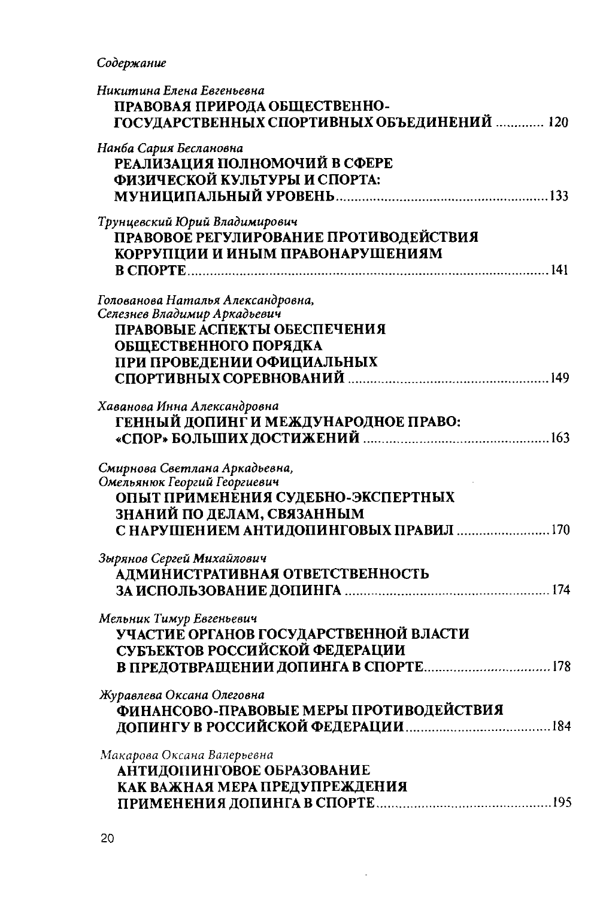*Содержание*

*Никитина Елена Евгеньевна*
**ПРАВОВАЯ ПРИРОДА ОБЩЕСТВЕННО-ГОСУДАРСТВЕННЫХ СПОРТИВНЫХ ОБЪЕДИНЕНИЙ** ............ 120

*Нанба Сария Беслановна*
**РЕАЛИЗАЦИЯ ПОЛНОМОЧИЙ В СФЕРЕ ФИЗИЧЕСКОЙ КУЛЬТУРЫ И СПОРТА: МУНИЦИПАЛЬНЫЙ УРОВЕНЬ** ............ 133

*Трунцевский Юрий Владимирович*
**ПРАВОВОЕ РЕГУЛИРОВАНИЕ ПРОТИВОДЕЙСТВИЯ КОРРУПЦИИ И ИНЫМ ПРАВОНАРУШЕНИЯМ В СПОРТЕ** ............ 141

*Голованова Наталья Александровна, Селезнев Владимир Аркадьевич*
**ПРАВОВЫЕ АСПЕКТЫ ОБЕСПЕЧЕНИЯ ОБЩЕСТВЕННОГО ПОРЯДКА ПРИ ПРОВЕДЕНИИ ОФИЦИАЛЬНЫХ СПОРТИВНЫХ СОРЕВНОВАНИЙ** ............ 149

*Хаванова Инна Александровна*
**ГЕННЫЙ ДОПИНГ И МЕЖДУНАРОДНОЕ ПРАВО: «СПОР» БОЛЬШИХ ДОСТИЖЕНИЙ** ............ 163

*Смирнова Светлана Аркадьевна, Омельянюк Георгий Георгиевич*
**ОПЫТ ПРИМЕНЕНИЯ СУДЕБНО-ЭКСПЕРТНЫХ ЗНАНИЙ ПО ДЕЛАМ, СВЯЗАННЫМ С НАРУШЕНИЕМ АНТИДОПИНГОВЫХ ПРАВИЛ** ............ 170

*Зырянов Сергей Михайлович*
**АДМИНИСТРАТИВНАЯ ОТВЕТСТВЕННОСТЬ ЗА ИСПОЛЬЗОВАНИЕ ДОПИНГА** ............ 174

*Мельник Тимур Евгеньевич*
**УЧАСТИЕ ОРГАНОВ ГОСУДАРСТВЕННОЙ ВЛАСТИ СУБЪЕКТОВ РОССИЙСКОЙ ФЕДЕРАЦИИ В ПРЕДОТВРАЩЕНИИ ДОПИНГА В СПОРТЕ** ............ 178

*Журавлева Оксана Олеговна*
**ФИНАНСОВО-ПРАВОВЫЕ МЕРЫ ПРОТИВОДЕЙСТВИЯ ДОПИНГУ В РОССИЙСКОЙ ФЕДЕРАЦИИ** ............ 184

*Макарова Оксана Валерьевна*
**АНТИДОПИНГОВОЕ ОБРАЗОВАНИЕ КАК ВАЖНАЯ МЕРА ПРЕДУПРЕЖДЕНИЯ ПРИМЕНЕНИЯ ДОПИНГА В СПОРТЕ** ............ 195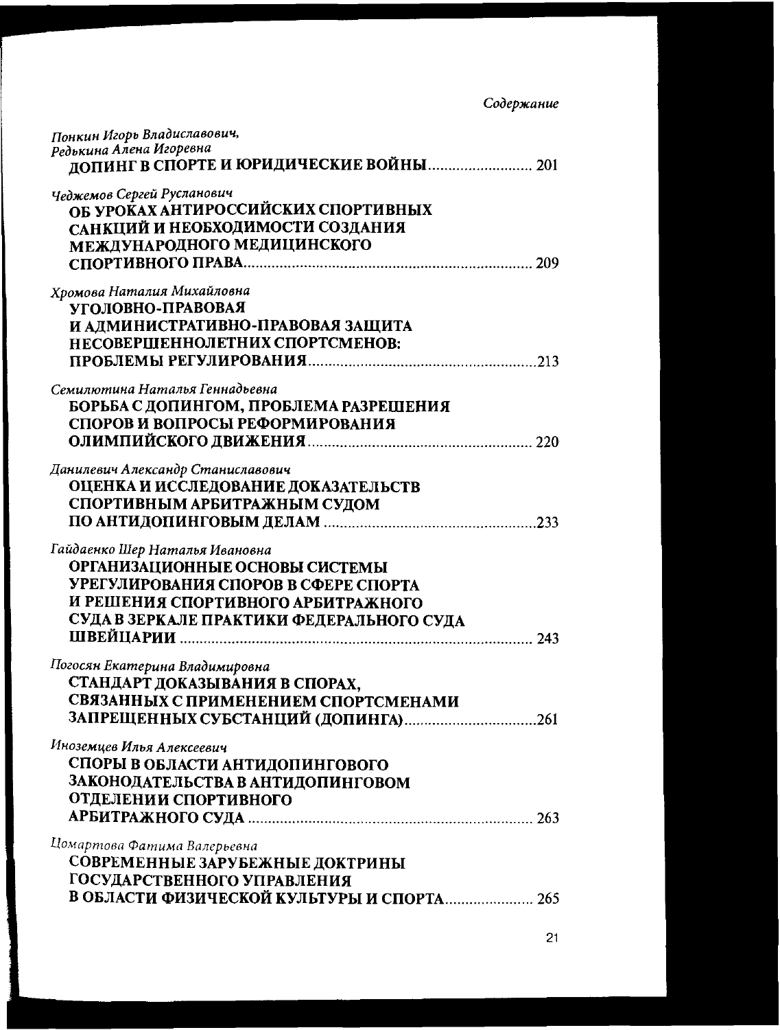*Понкин Игорь Владиславович,*
*Редькина Алена Игоревна*
**ДОПИНГ В СПОРТЕ И ЮРИДИЧЕСКИЕ ВОЙНЫ** .......................... 201

*Чеджемов Сергей Русланович*
**ОБ УРОКАХ АНТИРОССИЙСКИХ СПОРТИВНЫХ САНКЦИЙ И НЕОБХОДИМОСТИ СОЗДАНИЯ МЕЖДУНАРОДНОГО МЕДИЦИНСКОГО СПОРТИВНОГО ПРАВА** .......................... 209

*Хромова Наталия Михайловна*
**УГОЛОВНО-ПРАВОВАЯ И АДМИНИСТРАТИВНО-ПРАВОВАЯ ЗАЩИТА НЕСОВЕРШЕННОЛЕТНИХ СПОРТСМЕНОВ: ПРОБЛЕМЫ РЕГУЛИРОВАНИЯ** .......................... 213

*Семилютина Наталья Геннадьевна*
**БОРЬБА С ДОПИНГОМ, ПРОБЛЕМА РАЗРЕШЕНИЯ СПОРОВ И ВОПРОСЫ РЕФОРМИРОВАНИЯ ОЛИМПИЙСКОГО ДВИЖЕНИЯ** .......................... 220

*Данилевич Александр Станиславович*
**ОЦЕНКА И ИССЛЕДОВАНИЕ ДОКАЗАТЕЛЬСТВ СПОРТИВНЫМ АРБИТРАЖНЫМ СУДОМ ПО АНТИДОПИНГОВЫМ ДЕЛАМ** .......................... 233

*Гайдаенко Шер Наталья Ивановна*
**ОРГАНИЗАЦИОННЫЕ ОСНОВЫ СИСТЕМЫ УРЕГУЛИРОВАНИЯ СПОРОВ В СФЕРЕ СПОРТА И РЕШЕНИЯ СПОРТИВНОГО АРБИТРАЖНОГО СУДА В ЗЕРКАЛЕ ПРАКТИКИ ФЕДЕРАЛЬНОГО СУДА ШВЕЙЦАРИИ** .......................... 243

*Погосян Екатерина Владимировна*
**СТАНДАРТ ДОКАЗЫВАНИЯ В СПОРАХ, СВЯЗАННЫХ С ПРИМЕНЕНИЕМ СПОРТСМЕНАМИ ЗАПРЕЩЕННЫХ СУБСТАНЦИЙ (ДОПИНГА)** .......................... 261

*Иноземцев Илья Алексеевич*
**СПОРЫ В ОБЛАСТИ АНТИДОПИНГОВОГО ЗАКОНОДАТЕЛЬСТВА В АНТИДОПИНГОВОМ ОТДЕЛЕНИИ СПОРТИВНОГО АРБИТРАЖНОГО СУДА** .......................... 263

*Цомартова Фатима Валерьевна*
**СОВРЕМЕННЫЕ ЗАРУБЕЖНЫЕ ДОКТРИНЫ ГОСУДАРСТВЕННОГО УПРАВЛЕНИЯ В ОБЛАСТИ ФИЗИЧЕСКОЙ КУЛЬТУРЫ И СПОРТА** .......................... 265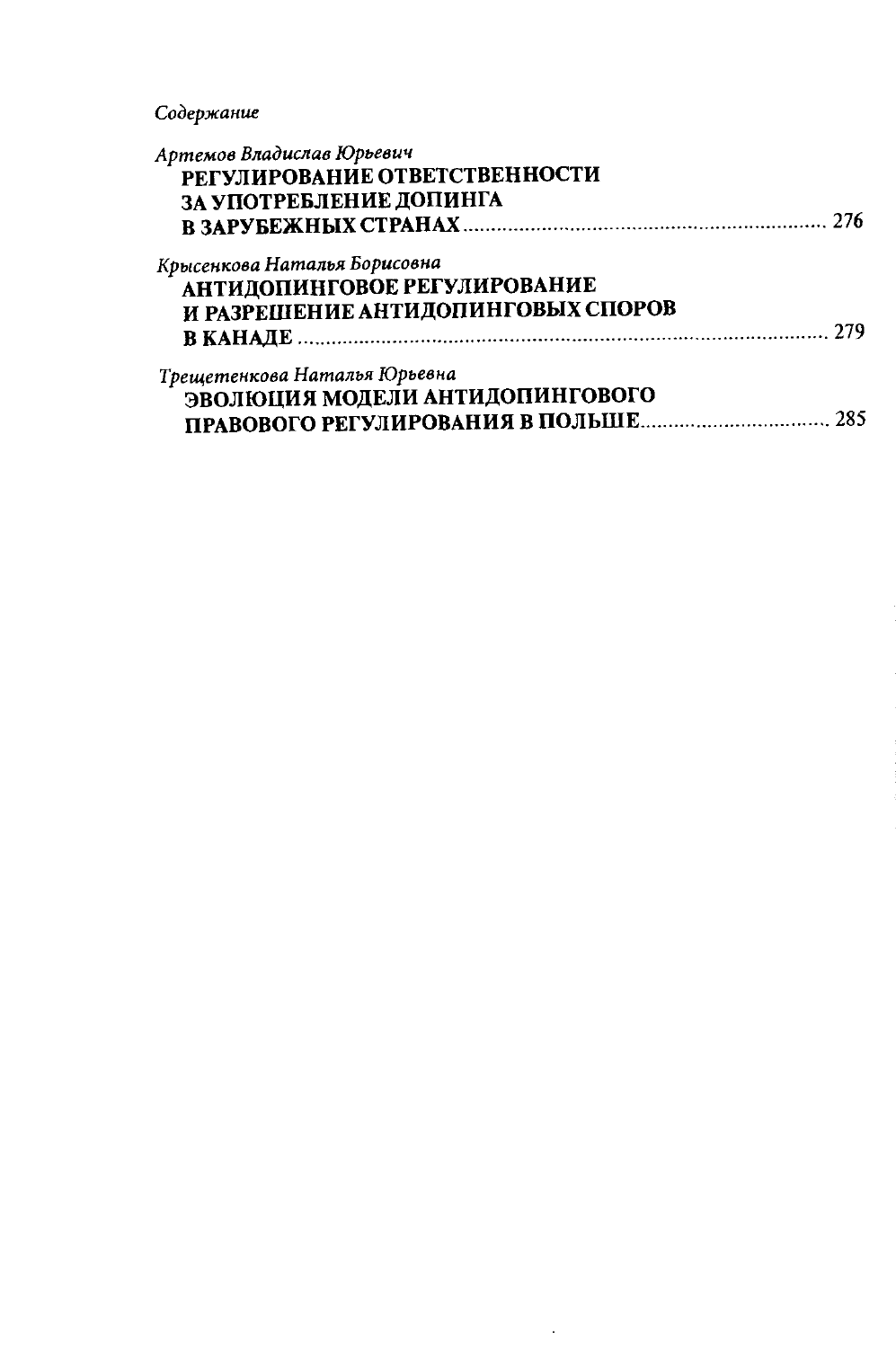*Артемов Владислав Юрьевич*
**РЕГУЛИРОВАНИЕ ОТВЕТСТВЕННОСТИ ЗА УПОТРЕБЛЕНИЕ ДОПИНГА В ЗАРУБЕЖНЫХ СТРАНАХ** ........ 276

*Крысенкова Наталья Борисовна*
**АНТИДОПИНГОВОЕ РЕГУЛИРОВАНИЕ И РАЗРЕШЕНИЕ АНТИДОПИНГОВЫХ СПОРОВ В КАНАДЕ** ........ 279

*Трещетенкова Наталья Юрьевна*
**ЭВОЛЮЦИЯ МОДЕЛИ АНТИДОПИНГОВОГО ПРАВОВОГО РЕГУЛИРОВАНИЯ В ПОЛЬШЕ** ........ 285